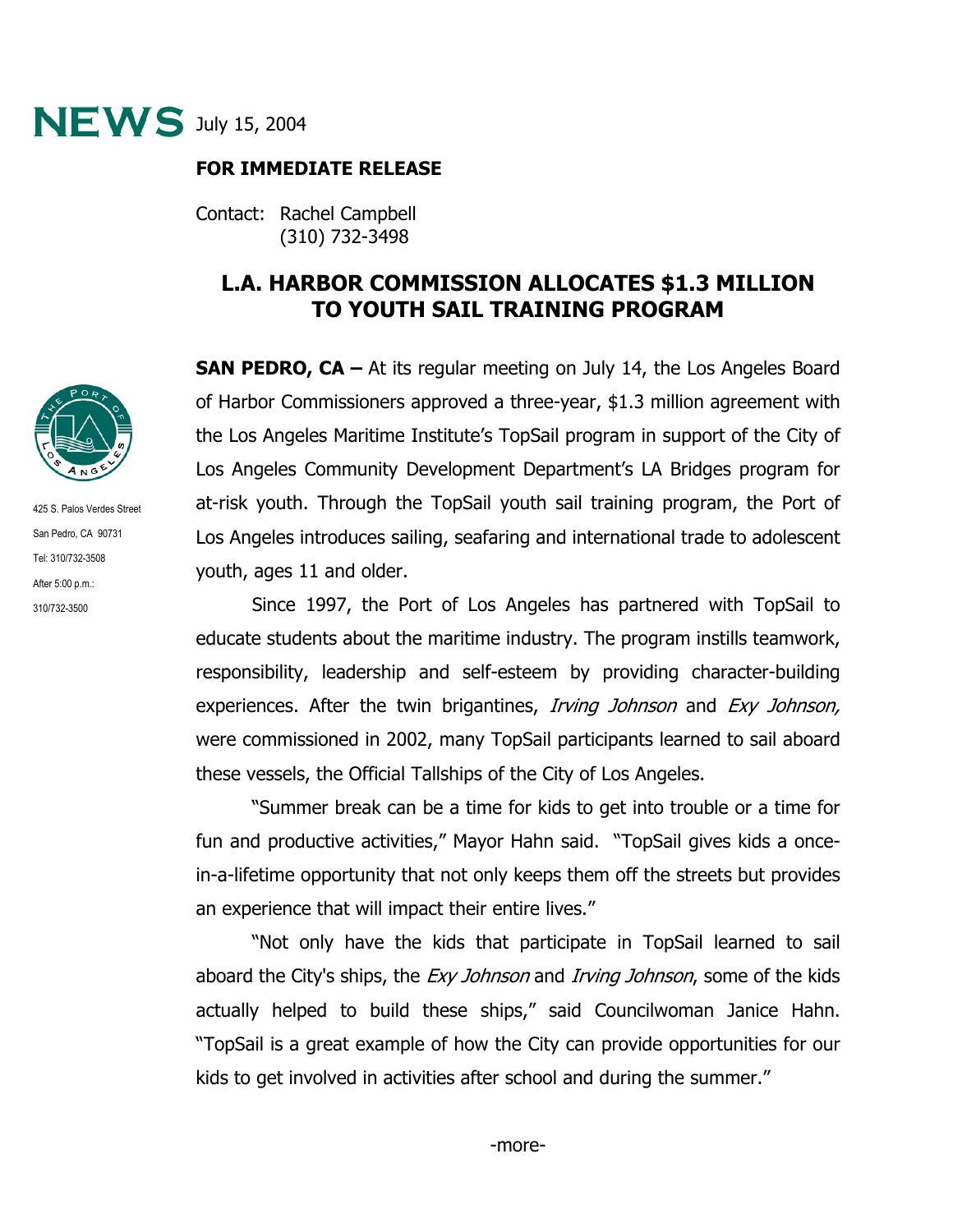**NEWS** July 15, 2004

**FOR IMMEDIATE RELEASE**

Contact: Rachel Campbell
(310) 732-3498

425 S. Palos Verdes Street
San Pedro, CA 90731
Tel: 310/732-3508
After 5:00 p.m.:
310/732-3500

# L.A. HARBOR COMMISSION ALLOCATES $1.3 MILLION TO YOUTH SAIL TRAINING PROGRAM

**SAN PEDRO, CA –** At its regular meeting on July 14, the Los Angeles Board of Harbor Commissioners approved a three-year, $1.3 million agreement with the Los Angeles Maritime Institute's TopSail program in support of the City of Los Angeles Community Development Department's LA Bridges program for at-risk youth. Through the TopSail youth sail training program, the Port of Los Angeles introduces sailing, seafaring and international trade to adolescent youth, ages 11 and older.

Since 1997, the Port of Los Angeles has partnered with TopSail to educate students about the maritime industry. The program instills teamwork, responsibility, leadership and self-esteem by providing character-building experiences. After the twin brigantines, *Irving Johnson* and *Exy Johnson,* were commissioned in 2002, many TopSail participants learned to sail aboard these vessels, the Official Tallships of the City of Los Angeles.

"Summer break can be a time for kids to get into trouble or a time for fun and productive activities," Mayor Hahn said. "TopSail gives kids a once-in-a-lifetime opportunity that not only keeps them off the streets but provides an experience that will impact their entire lives."

"Not only have the kids that participate in TopSail learned to sail aboard the City's ships, the *Exy Johnson* and *Irving Johnson*, some of the kids actually helped to build these ships," said Councilwoman Janice Hahn. "TopSail is a great example of how the City can provide opportunities for our kids to get involved in activities after school and during the summer."

-more-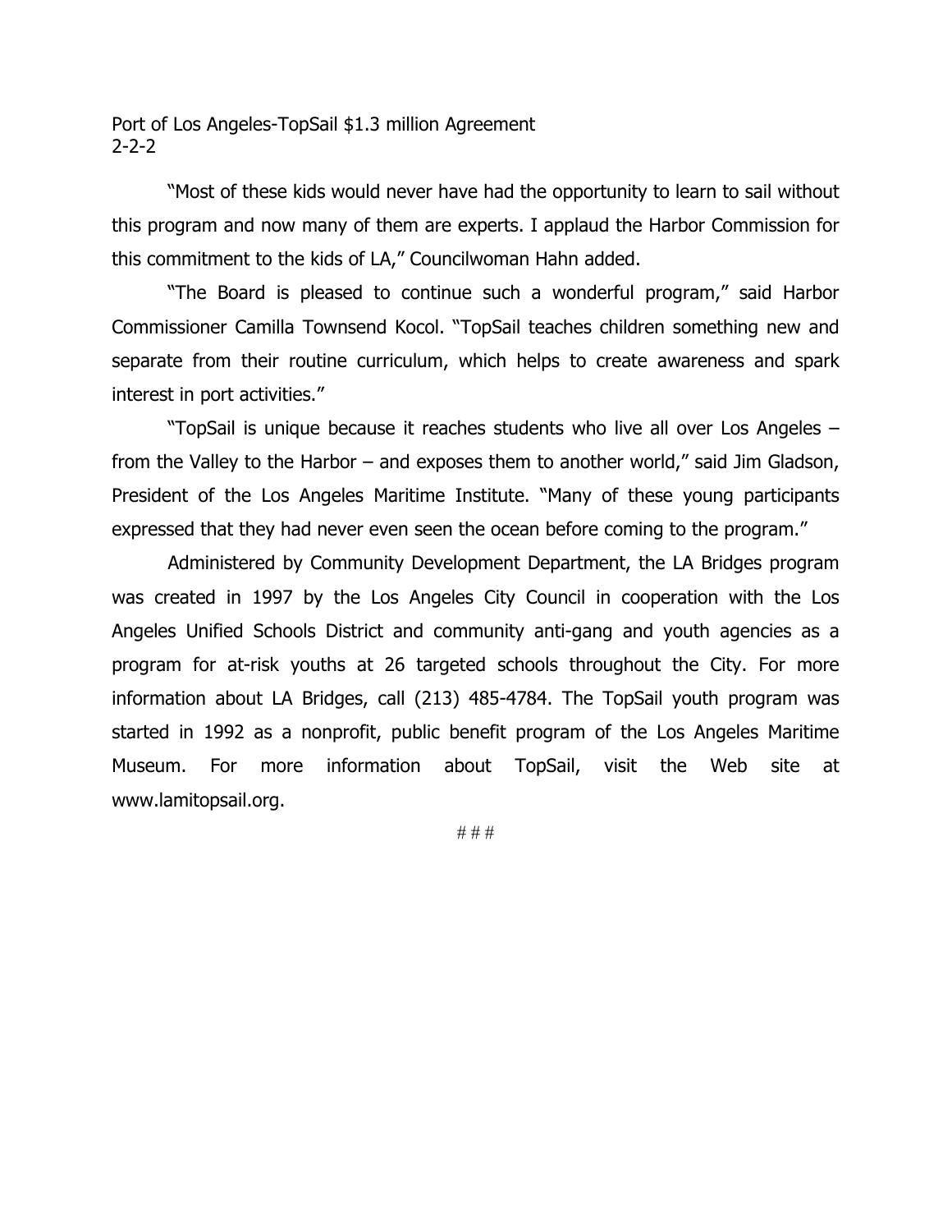"Most of these kids would never have had the opportunity to learn to sail without this program and now many of them are experts. I applaud the Harbor Commission for this commitment to the kids of LA," Councilwoman Hahn added.

"The Board is pleased to continue such a wonderful program," said Harbor Commissioner Camilla Townsend Kocol. "TopSail teaches children something new and separate from their routine curriculum, which helps to create awareness and spark interest in port activities."

"TopSail is unique because it reaches students who live all over Los Angeles – from the Valley to the Harbor – and exposes them to another world," said Jim Gladson, President of the Los Angeles Maritime Institute. "Many of these young participants expressed that they had never even seen the ocean before coming to the program."

Administered by Community Development Department, the LA Bridges program was created in 1997 by the Los Angeles City Council in cooperation with the Los Angeles Unified Schools District and community anti-gang and youth agencies as a program for at-risk youths at 26 targeted schools throughout the City. For more information about LA Bridges, call (213) 485-4784. The TopSail youth program was started in 1992 as a nonprofit, public benefit program of the Los Angeles Maritime Museum. For more information about TopSail, visit the Web site at www.lamitopsail.org.

# # #